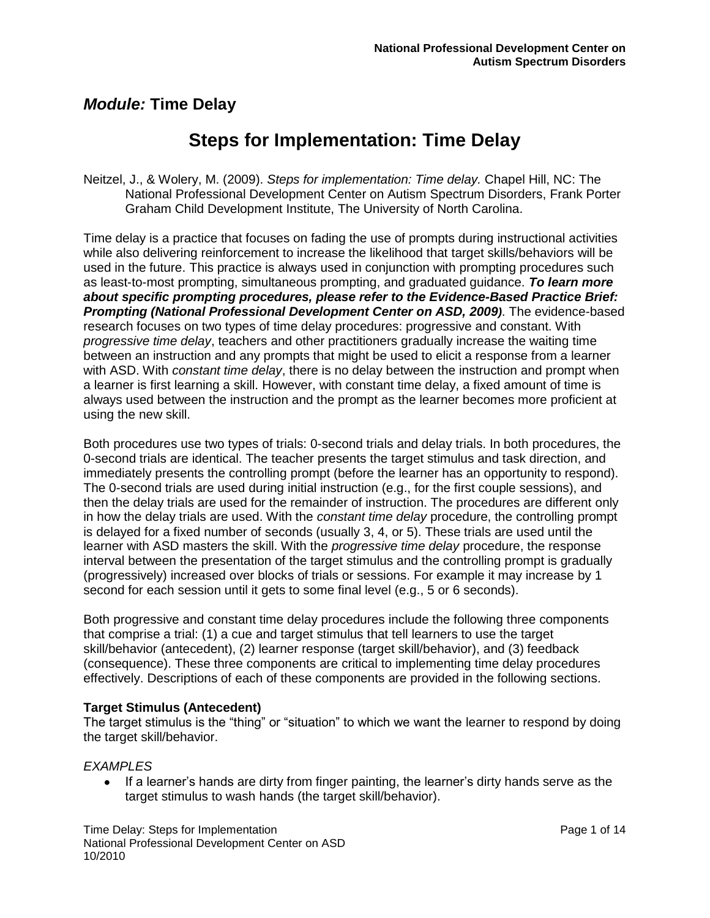## *Module:* Time Delay

# Steps for Implementation: Time Delay

Neitzel, J., & Wolery, M. (2009). *Steps for implementation: Time delay.* Chapel Hill, NC: The National Professional Development Center on Autism Spectrum Disorders, Frank Porter Graham Child Development Institute, The University of North Carolina.

Time delay is a practice that focuses on fading the use of prompts during instructional activities while also delivering reinforcement to increase the likelihood that target skills/behaviors will be used in the future. This practice is always used in conjunction with prompting procedures such as least-to-most prompting, simultaneous prompting, and graduated guidance. ***To learn more about specific prompting procedures, please refer to the Evidence-Based Practice Brief: Prompting (National Professional Development Center on ASD, 2009)***. The evidence-based research focuses on two types of time delay procedures: progressive and constant. With *progressive time delay*, teachers and other practitioners gradually increase the waiting time between an instruction and any prompts that might be used to elicit a response from a learner with ASD. With *constant time delay*, there is no delay between the instruction and prompt when a learner is first learning a skill. However, with constant time delay, a fixed amount of time is always used between the instruction and the prompt as the learner becomes more proficient at using the new skill.

Both procedures use two types of trials: 0-second trials and delay trials. In both procedures, the 0-second trials are identical. The teacher presents the target stimulus and task direction, and immediately presents the controlling prompt (before the learner has an opportunity to respond). The 0-second trials are used during initial instruction (e.g., for the first couple sessions), and then the delay trials are used for the remainder of instruction. The procedures are different only in how the delay trials are used. With the *constant time delay* procedure, the controlling prompt is delayed for a fixed number of seconds (usually 3, 4, or 5). These trials are used until the learner with ASD masters the skill. With the *progressive time delay* procedure, the response interval between the presentation of the target stimulus and the controlling prompt is gradually (progressively) increased over blocks of trials or sessions. For example it may increase by 1 second for each session until it gets to some final level (e.g., 5 or 6 seconds).

Both progressive and constant time delay procedures include the following three components that comprise a trial: (1) a cue and target stimulus that tell learners to use the target skill/behavior (antecedent), (2) learner response (target skill/behavior), and (3) feedback (consequence). These three components are critical to implementing time delay procedures effectively. Descriptions of each of these components are provided in the following sections.

**Target Stimulus (Antecedent)**

The target stimulus is the "thing" or "situation" to which we want the learner to respond by doing the target skill/behavior.

*EXAMPLES*

- If a learner's hands are dirty from finger painting, the learner's dirty hands serve as the target stimulus to wash hands (the target skill/behavior).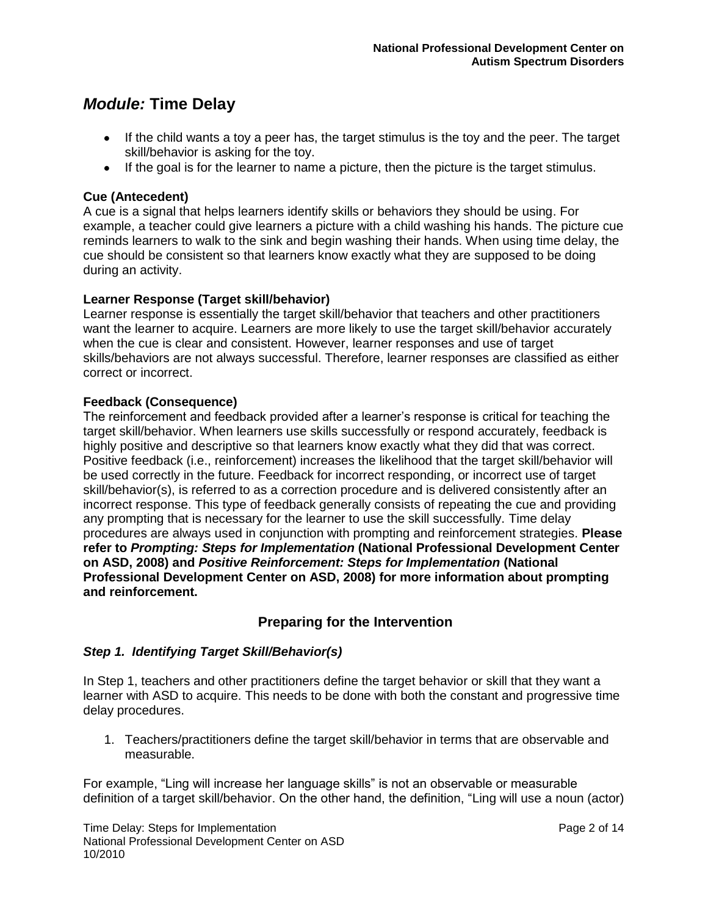## *Module:* Time Delay

- If the child wants a toy a peer has, the target stimulus is the toy and the peer. The target skill/behavior is asking for the toy.
- If the goal is for the learner to name a picture, then the picture is the target stimulus.

**Cue (Antecedent)**
A cue is a signal that helps learners identify skills or behaviors they should be using. For example, a teacher could give learners a picture with a child washing his hands. The picture cue reminds learners to walk to the sink and begin washing their hands. When using time delay, the cue should be consistent so that learners know exactly what they are supposed to be doing during an activity.

**Learner Response (Target skill/behavior)**
Learner response is essentially the target skill/behavior that teachers and other practitioners want the learner to acquire. Learners are more likely to use the target skill/behavior accurately when the cue is clear and consistent. However, learner responses and use of target skills/behaviors are not always successful. Therefore, learner responses are classified as either correct or incorrect.

**Feedback (Consequence)**
The reinforcement and feedback provided after a learner's response is critical for teaching the target skill/behavior. When learners use skills successfully or respond accurately, feedback is highly positive and descriptive so that learners know exactly what they did that was correct. Positive feedback (i.e., reinforcement) increases the likelihood that the target skill/behavior will be used correctly in the future. Feedback for incorrect responding, or incorrect use of target skill/behavior(s), is referred to as a correction procedure and is delivered consistently after an incorrect response. This type of feedback generally consists of repeating the cue and providing any prompting that is necessary for the learner to use the skill successfully. Time delay procedures are always used in conjunction with prompting and reinforcement strategies. **Please refer to *Prompting: Steps for Implementation* (National Professional Development Center on ASD, 2008) and *Positive Reinforcement: Steps for Implementation* (National Professional Development Center on ASD, 2008) for more information about prompting and reinforcement.**

### Preparing for the Intervention

#### *Step 1. Identifying Target Skill/Behavior(s)*

In Step 1, teachers and other practitioners define the target behavior or skill that they want a learner with ASD to acquire. This needs to be done with both the constant and progressive time delay procedures.

1. Teachers/practitioners define the target skill/behavior in terms that are observable and measurable.

For example, "Ling will increase her language skills" is not an observable or measurable definition of a target skill/behavior. On the other hand, the definition, "Ling will use a noun (actor)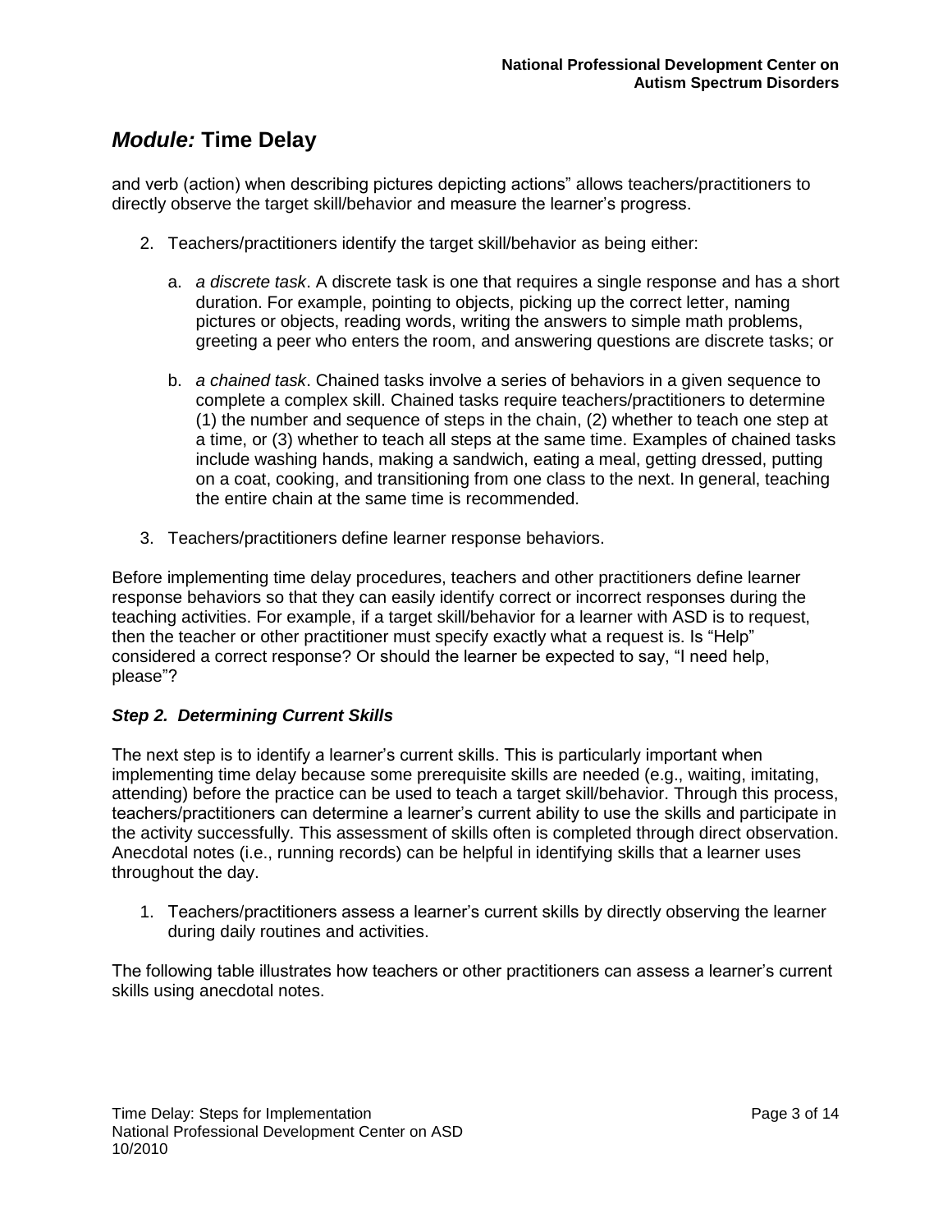## *Module:* Time Delay

and verb (action) when describing pictures depicting actions" allows teachers/practitioners to directly observe the target skill/behavior and measure the learner's progress.

2. Teachers/practitioners identify the target skill/behavior as being either:

   a. *a discrete task*. A discrete task is one that requires a single response and has a short duration. For example, pointing to objects, picking up the correct letter, naming pictures or objects, reading words, writing the answers to simple math problems, greeting a peer who enters the room, and answering questions are discrete tasks; or

   b. *a chained task*. Chained tasks involve a series of behaviors in a given sequence to complete a complex skill. Chained tasks require teachers/practitioners to determine (1) the number and sequence of steps in the chain, (2) whether to teach one step at a time, or (3) whether to teach all steps at the same time. Examples of chained tasks include washing hands, making a sandwich, eating a meal, getting dressed, putting on a coat, cooking, and transitioning from one class to the next. In general, teaching the entire chain at the same time is recommended.

3. Teachers/practitioners define learner response behaviors.

Before implementing time delay procedures, teachers and other practitioners define learner response behaviors so that they can easily identify correct or incorrect responses during the teaching activities. For example, if a target skill/behavior for a learner with ASD is to request, then the teacher or other practitioner must specify exactly what a request is. Is "Help" considered a correct response? Or should the learner be expected to say, "I need help, please"?

### *Step 2. Determining Current Skills*

The next step is to identify a learner's current skills. This is particularly important when implementing time delay because some prerequisite skills are needed (e.g., waiting, imitating, attending) before the practice can be used to teach a target skill/behavior. Through this process, teachers/practitioners can determine a learner's current ability to use the skills and participate in the activity successfully. This assessment of skills often is completed through direct observation. Anecdotal notes (i.e., running records) can be helpful in identifying skills that a learner uses throughout the day.

1. Teachers/practitioners assess a learner's current skills by directly observing the learner during daily routines and activities.

The following table illustrates how teachers or other practitioners can assess a learner's current skills using anecdotal notes.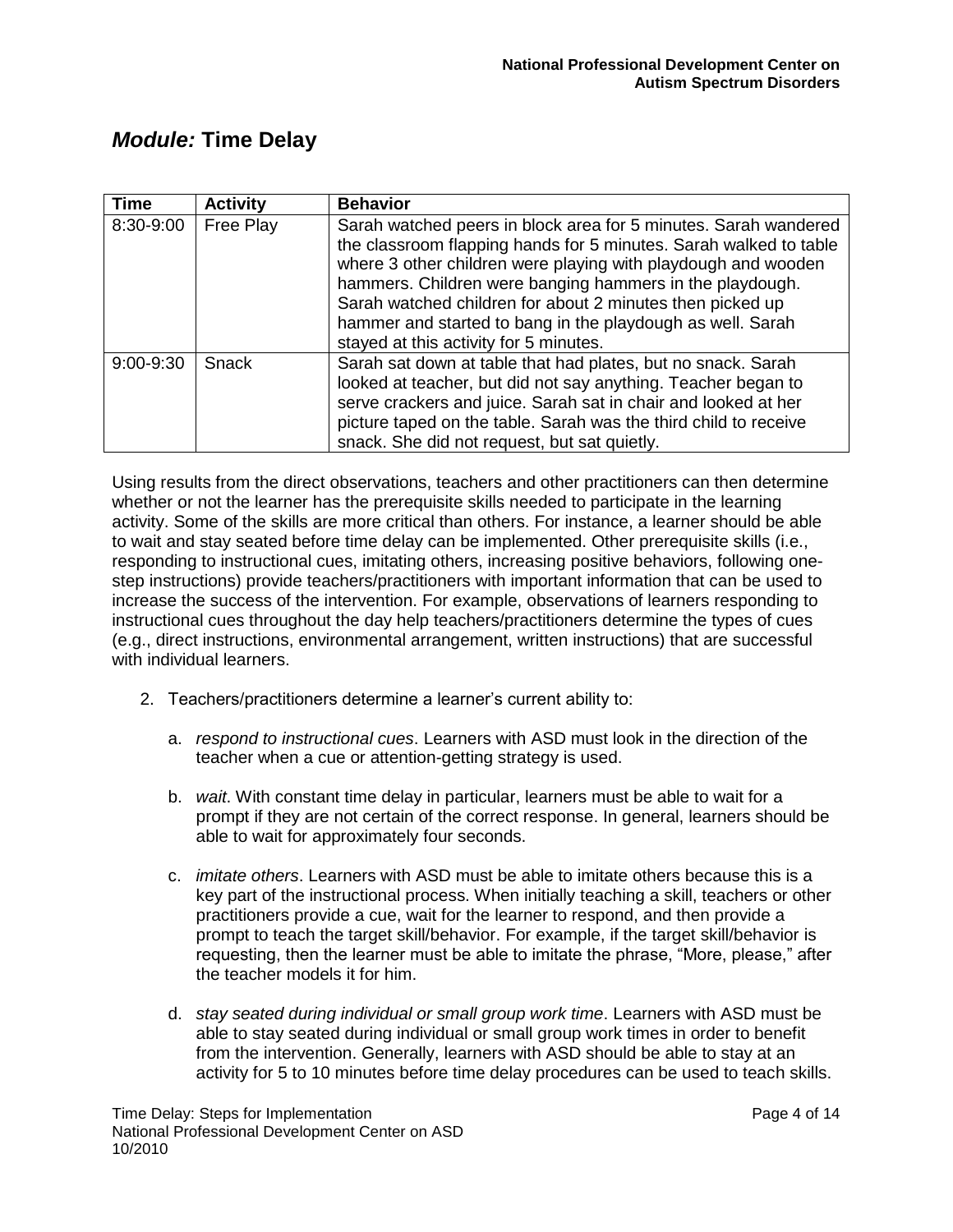## *Module:* Time Delay

| Time | Activity | Behavior |
|---|---|---|
| 8:30-9:00 | Free Play | Sarah watched peers in block area for 5 minutes. Sarah wandered the classroom flapping hands for 5 minutes. Sarah walked to table where 3 other children were playing with playdough and wooden hammers. Children were banging hammers in the playdough. Sarah watched children for about 2 minutes then picked up hammer and started to bang in the playdough as well. Sarah stayed at this activity for 5 minutes. |
| 9:00-9:30 | Snack | Sarah sat down at table that had plates, but no snack. Sarah looked at teacher, but did not say anything. Teacher began to serve crackers and juice. Sarah sat in chair and looked at her picture taped on the table. Sarah was the third child to receive snack. She did not request, but sat quietly. |

Using results from the direct observations, teachers and other practitioners can then determine whether or not the learner has the prerequisite skills needed to participate in the learning activity. Some of the skills are more critical than others. For instance, a learner should be able to wait and stay seated before time delay can be implemented. Other prerequisite skills (i.e., responding to instructional cues, imitating others, increasing positive behaviors, following one-step instructions) provide teachers/practitioners with important information that can be used to increase the success of the intervention. For example, observations of learners responding to instructional cues throughout the day help teachers/practitioners determine the types of cues (e.g., direct instructions, environmental arrangement, written instructions) that are successful with individual learners.

2. Teachers/practitioners determine a learner's current ability to:

   a. *respond to instructional cues*. Learners with ASD must look in the direction of the teacher when a cue or attention-getting strategy is used.

   b. *wait*. With constant time delay in particular, learners must be able to wait for a prompt if they are not certain of the correct response. In general, learners should be able to wait for approximately four seconds.

   c. *imitate others*. Learners with ASD must be able to imitate others because this is a key part of the instructional process. When initially teaching a skill, teachers or other practitioners provide a cue, wait for the learner to respond, and then provide a prompt to teach the target skill/behavior. For example, if the target skill/behavior is requesting, then the learner must be able to imitate the phrase, "More, please," after the teacher models it for him.

   d. *stay seated during individual or small group work time*. Learners with ASD must be able to stay seated during individual or small group work times in order to benefit from the intervention. Generally, learners with ASD should be able to stay at an activity for 5 to 10 minutes before time delay procedures can be used to teach skills.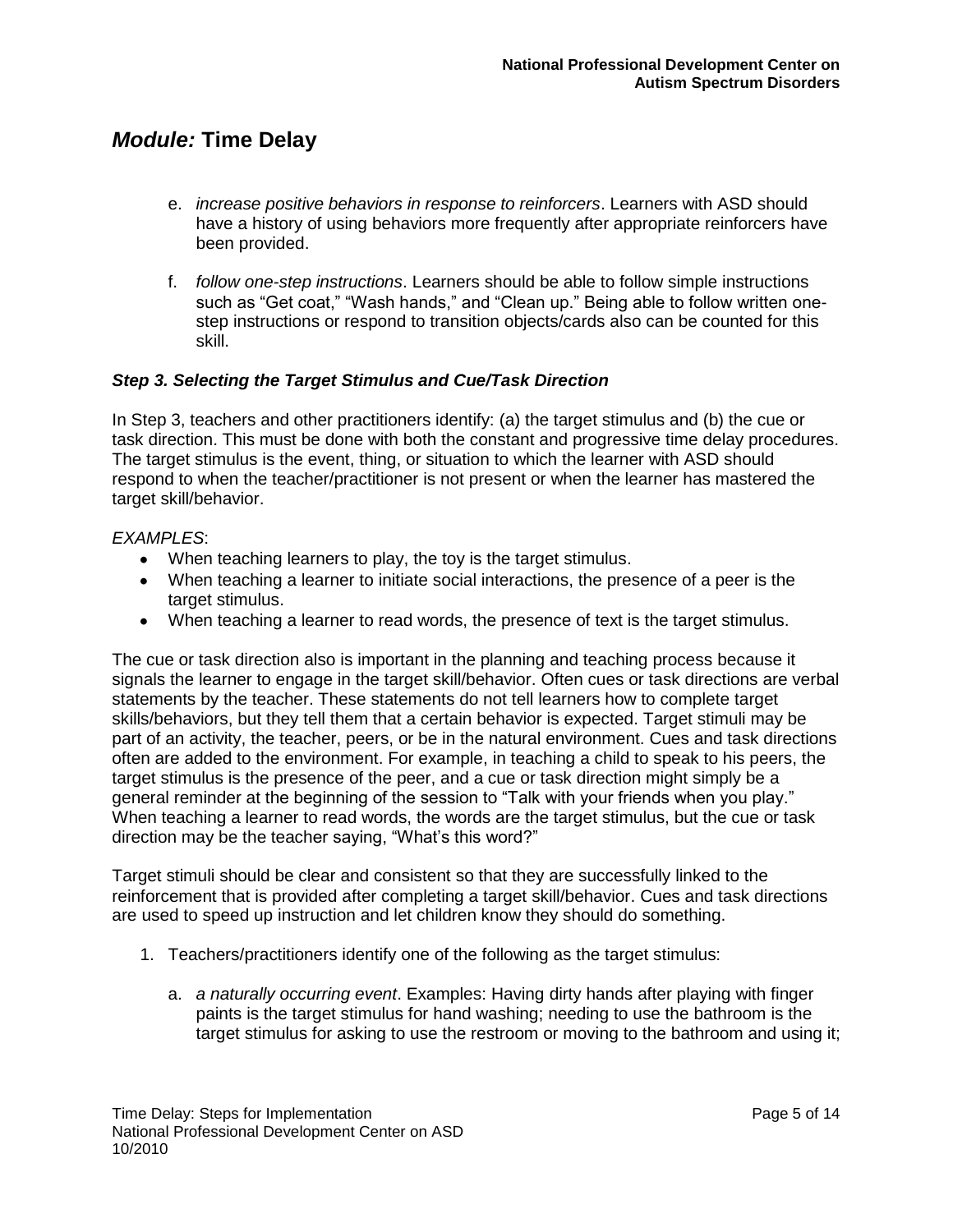## *Module:* Time Delay

e. *increase positive behaviors in response to reinforcers*. Learners with ASD should have a history of using behaviors more frequently after appropriate reinforcers have been provided.

f. *follow one-step instructions*. Learners should be able to follow simple instructions such as “Get coat,” “Wash hands,” and “Clean up.” Being able to follow written one-step instructions or respond to transition objects/cards also can be counted for this skill.

### *Step 3. Selecting the Target Stimulus and Cue/Task Direction*

In Step 3, teachers and other practitioners identify: (a) the target stimulus and (b) the cue or task direction. This must be done with both the constant and progressive time delay procedures. The target stimulus is the event, thing, or situation to which the learner with ASD should respond to when the teacher/practitioner is not present or when the learner has mastered the target skill/behavior.

*EXAMPLES*:

- When teaching learners to play, the toy is the target stimulus.
- When teaching a learner to initiate social interactions, the presence of a peer is the target stimulus.
- When teaching a learner to read words, the presence of text is the target stimulus.

The cue or task direction also is important in the planning and teaching process because it signals the learner to engage in the target skill/behavior. Often cues or task directions are verbal statements by the teacher. These statements do not tell learners how to complete target skills/behaviors, but they tell them that a certain behavior is expected. Target stimuli may be part of an activity, the teacher, peers, or be in the natural environment. Cues and task directions often are added to the environment. For example, in teaching a child to speak to his peers, the target stimulus is the presence of the peer, and a cue or task direction might simply be a general reminder at the beginning of the session to “Talk with your friends when you play.” When teaching a learner to read words, the words are the target stimulus, but the cue or task direction may be the teacher saying, “What’s this word?”

Target stimuli should be clear and consistent so that they are successfully linked to the reinforcement that is provided after completing a target skill/behavior. Cues and task directions are used to speed up instruction and let children know they should do something.

1. Teachers/practitioners identify one of the following as the target stimulus:

   a. *a naturally occurring event*. Examples: Having dirty hands after playing with finger paints is the target stimulus for hand washing; needing to use the bathroom is the target stimulus for asking to use the restroom or moving to the bathroom and using it;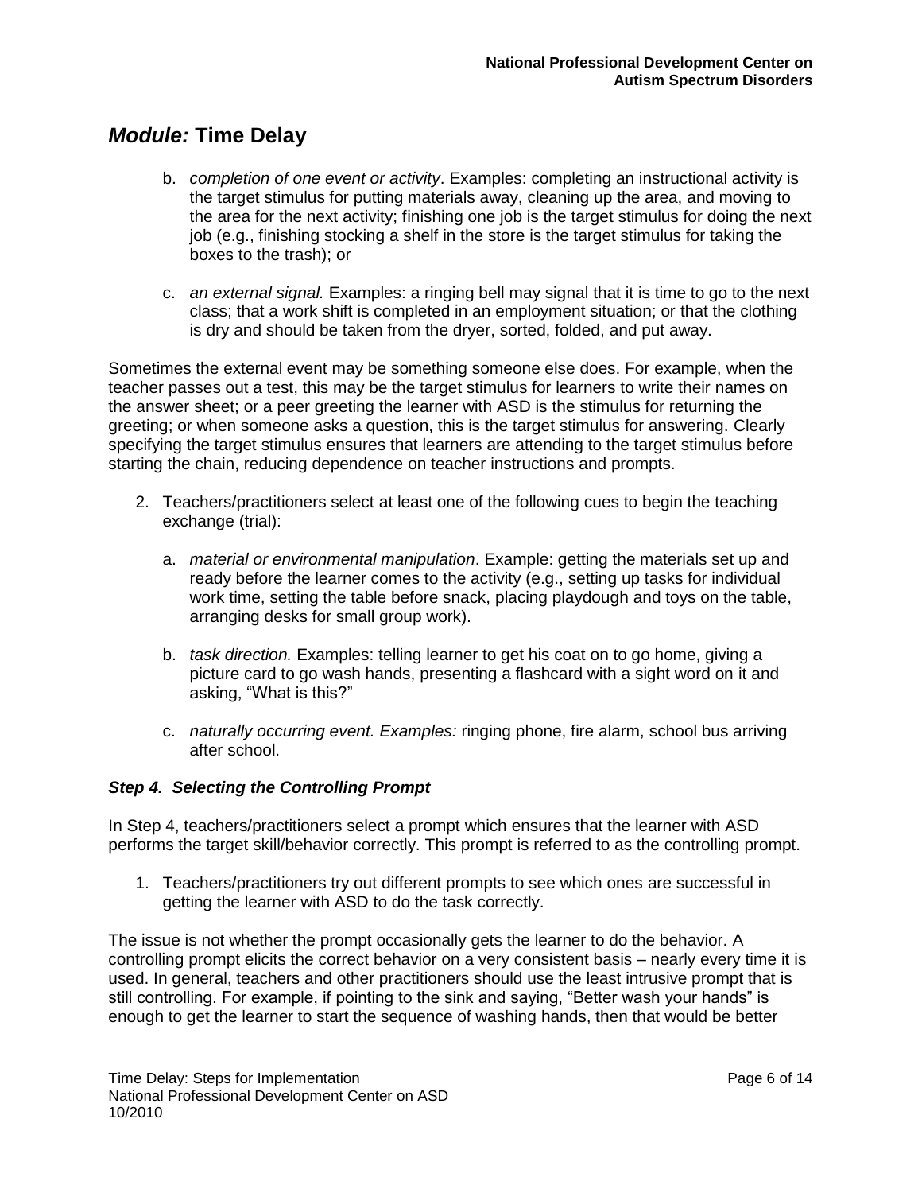## *Module:* Time Delay

   b. *completion of one event or activity*. Examples: completing an instructional activity is the target stimulus for putting materials away, cleaning up the area, and moving to the area for the next activity; finishing one job is the target stimulus for doing the next job (e.g., finishing stocking a shelf in the store is the target stimulus for taking the boxes to the trash); or

   c. *an external signal.* Examples: a ringing bell may signal that it is time to go to the next class; that a work shift is completed in an employment situation; or that the clothing is dry and should be taken from the dryer, sorted, folded, and put away.

Sometimes the external event may be something someone else does. For example, when the teacher passes out a test, this may be the target stimulus for learners to write their names on the answer sheet; or a peer greeting the learner with ASD is the stimulus for returning the greeting; or when someone asks a question, this is the target stimulus for answering. Clearly specifying the target stimulus ensures that learners are attending to the target stimulus before starting the chain, reducing dependence on teacher instructions and prompts.

2. Teachers/practitioners select at least one of the following cues to begin the teaching exchange (trial):

   a. *material or environmental manipulation*. Example: getting the materials set up and ready before the learner comes to the activity (e.g., setting up tasks for individual work time, setting the table before snack, placing playdough and toys on the table, arranging desks for small group work).

   b. *task direction.* Examples: telling learner to get his coat on to go home, giving a picture card to go wash hands, presenting a flashcard with a sight word on it and asking, "What is this?"

   c. *naturally occurring event. Examples:* ringing phone, fire alarm, school bus arriving after school.

### *Step 4. Selecting the Controlling Prompt*

In Step 4, teachers/practitioners select a prompt which ensures that the learner with ASD performs the target skill/behavior correctly. This prompt is referred to as the controlling prompt.

1. Teachers/practitioners try out different prompts to see which ones are successful in getting the learner with ASD to do the task correctly.

The issue is not whether the prompt occasionally gets the learner to do the behavior. A controlling prompt elicits the correct behavior on a very consistent basis – nearly every time it is used. In general, teachers and other practitioners should use the least intrusive prompt that is still controlling. For example, if pointing to the sink and saying, "Better wash your hands" is enough to get the learner to start the sequence of washing hands, then that would be better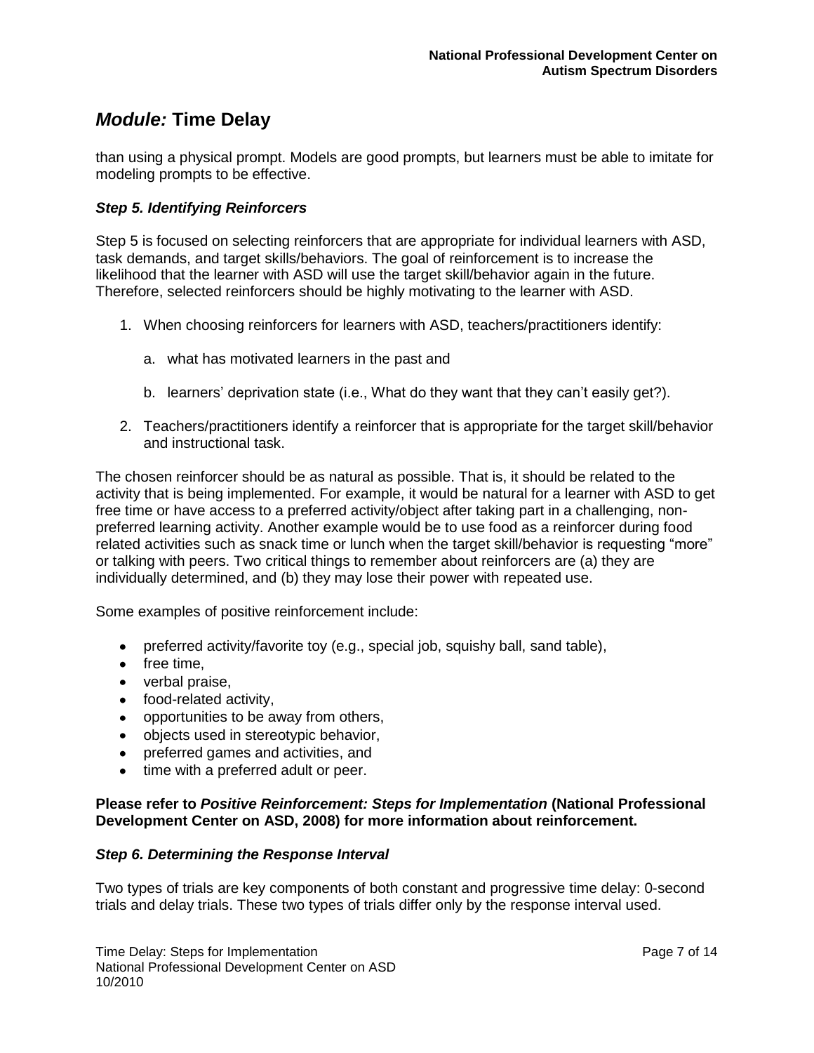than using a physical prompt. Models are good prompts, but learners must be able to imitate for modeling prompts to be effective.

### *Step 5. Identifying Reinforcers*

Step 5 is focused on selecting reinforcers that are appropriate for individual learners with ASD, task demands, and target skills/behaviors. The goal of reinforcement is to increase the likelihood that the learner with ASD will use the target skill/behavior again in the future. Therefore, selected reinforcers should be highly motivating to the learner with ASD.

1. When choosing reinforcers for learners with ASD, teachers/practitioners identify:

    a. what has motivated learners in the past and

    b. learners' deprivation state (i.e., What do they want that they can't easily get?).

2. Teachers/practitioners identify a reinforcer that is appropriate for the target skill/behavior and instructional task.

The chosen reinforcer should be as natural as possible. That is, it should be related to the activity that is being implemented. For example, it would be natural for a learner with ASD to get free time or have access to a preferred activity/object after taking part in a challenging, non-preferred learning activity. Another example would be to use food as a reinforcer during food related activities such as snack time or lunch when the target skill/behavior is requesting "more" or talking with peers. Two critical things to remember about reinforcers are (a) they are individually determined, and (b) they may lose their power with repeated use.

Some examples of positive reinforcement include:

- preferred activity/favorite toy (e.g., special job, squishy ball, sand table),
- free time,
- verbal praise,
- food-related activity,
- opportunities to be away from others,
- objects used in stereotypic behavior,
- preferred games and activities, and
- time with a preferred adult or peer.

**Please refer to *Positive Reinforcement: Steps for Implementation* (National Professional Development Center on ASD, 2008) for more information about reinforcement.**

### *Step 6. Determining the Response Interval*

Two types of trials are key components of both constant and progressive time delay: 0-second trials and delay trials. These two types of trials differ only by the response interval used.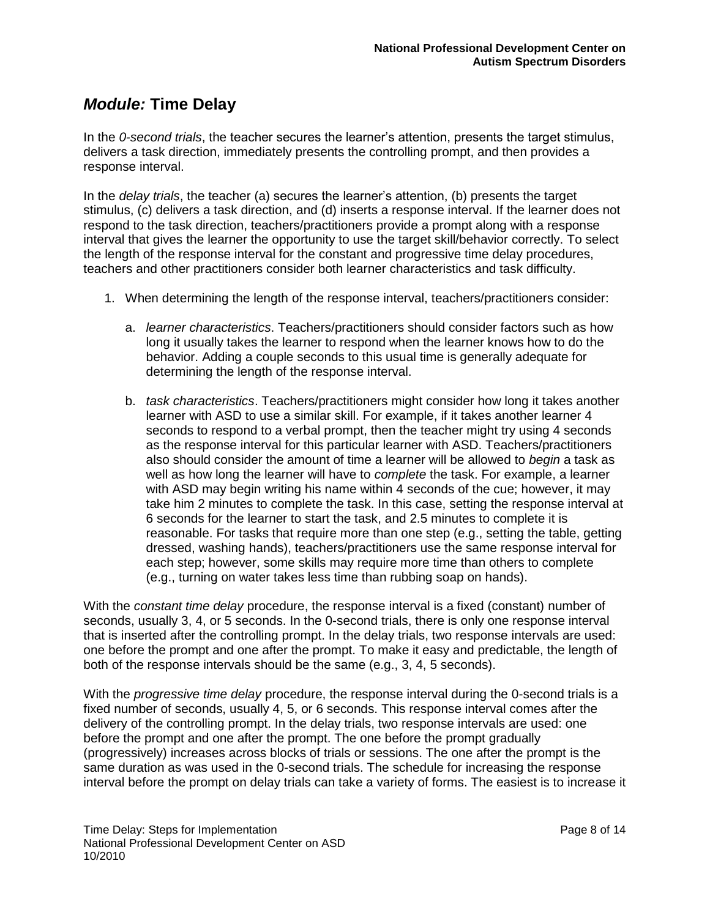## *Module:* Time Delay

In the *0-second trials*, the teacher secures the learner's attention, presents the target stimulus, delivers a task direction, immediately presents the controlling prompt, and then provides a response interval.

In the *delay trials*, the teacher (a) secures the learner's attention, (b) presents the target stimulus, (c) delivers a task direction, and (d) inserts a response interval. If the learner does not respond to the task direction, teachers/practitioners provide a prompt along with a response interval that gives the learner the opportunity to use the target skill/behavior correctly. To select the length of the response interval for the constant and progressive time delay procedures, teachers and other practitioners consider both learner characteristics and task difficulty.

1. When determining the length of the response interval, teachers/practitioners consider:

    a. *learner characteristics*. Teachers/practitioners should consider factors such as how long it usually takes the learner to respond when the learner knows how to do the behavior. Adding a couple seconds to this usual time is generally adequate for determining the length of the response interval.

    b. *task characteristics*. Teachers/practitioners might consider how long it takes another learner with ASD to use a similar skill. For example, if it takes another learner 4 seconds to respond to a verbal prompt, then the teacher might try using 4 seconds as the response interval for this particular learner with ASD. Teachers/practitioners also should consider the amount of time a learner will be allowed to *begin* a task as well as how long the learner will have to *complete* the task. For example, a learner with ASD may begin writing his name within 4 seconds of the cue; however, it may take him 2 minutes to complete the task. In this case, setting the response interval at 6 seconds for the learner to start the task, and 2.5 minutes to complete it is reasonable. For tasks that require more than one step (e.g., setting the table, getting dressed, washing hands), teachers/practitioners use the same response interval for each step; however, some skills may require more time than others to complete (e.g., turning on water takes less time than rubbing soap on hands).

With the *constant time delay* procedure, the response interval is a fixed (constant) number of seconds, usually 3, 4, or 5 seconds. In the 0-second trials, there is only one response interval that is inserted after the controlling prompt. In the delay trials, two response intervals are used: one before the prompt and one after the prompt. To make it easy and predictable, the length of both of the response intervals should be the same (e.g., 3, 4, 5 seconds).

With the *progressive time delay* procedure, the response interval during the 0-second trials is a fixed number of seconds, usually 4, 5, or 6 seconds. This response interval comes after the delivery of the controlling prompt. In the delay trials, two response intervals are used: one before the prompt and one after the prompt. The one before the prompt gradually (progressively) increases across blocks of trials or sessions. The one after the prompt is the same duration as was used in the 0-second trials. The schedule for increasing the response interval before the prompt on delay trials can take a variety of forms. The easiest is to increase it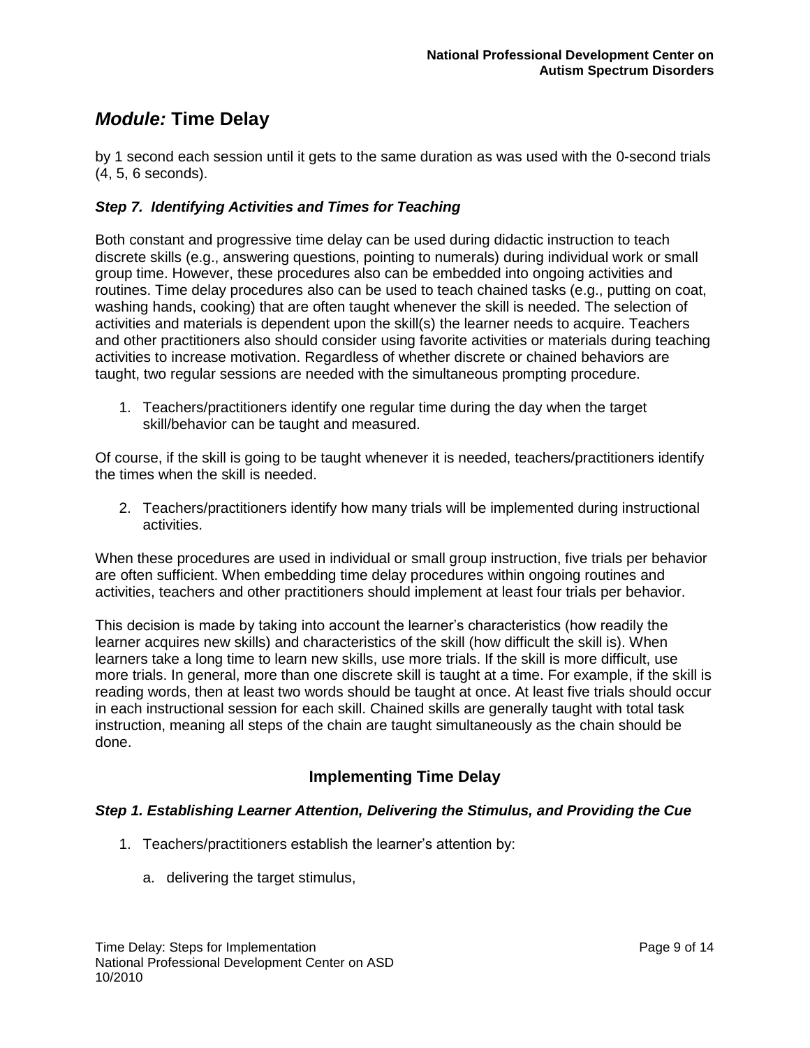## *Module:* Time Delay

by 1 second each session until it gets to the same duration as was used with the 0-second trials (4, 5, 6 seconds).

### *Step 7. Identifying Activities and Times for Teaching*

Both constant and progressive time delay can be used during didactic instruction to teach discrete skills (e.g., answering questions, pointing to numerals) during individual work or small group time. However, these procedures also can be embedded into ongoing activities and routines. Time delay procedures also can be used to teach chained tasks (e.g., putting on coat, washing hands, cooking) that are often taught whenever the skill is needed. The selection of activities and materials is dependent upon the skill(s) the learner needs to acquire. Teachers and other practitioners also should consider using favorite activities or materials during teaching activities to increase motivation. Regardless of whether discrete or chained behaviors are taught, two regular sessions are needed with the simultaneous prompting procedure.

1. Teachers/practitioners identify one regular time during the day when the target skill/behavior can be taught and measured.

Of course, if the skill is going to be taught whenever it is needed, teachers/practitioners identify the times when the skill is needed.

2. Teachers/practitioners identify how many trials will be implemented during instructional activities.

When these procedures are used in individual or small group instruction, five trials per behavior are often sufficient. When embedding time delay procedures within ongoing routines and activities, teachers and other practitioners should implement at least four trials per behavior.

This decision is made by taking into account the learner's characteristics (how readily the learner acquires new skills) and characteristics of the skill (how difficult the skill is). When learners take a long time to learn new skills, use more trials. If the skill is more difficult, use more trials. In general, more than one discrete skill is taught at a time. For example, if the skill is reading words, then at least two words should be taught at once. At least five trials should occur in each instructional session for each skill. Chained skills are generally taught with total task instruction, meaning all steps of the chain are taught simultaneously as the chain should be done.

## Implementing Time Delay

### *Step 1. Establishing Learner Attention, Delivering the Stimulus, and Providing the Cue*

1. Teachers/practitioners establish the learner's attention by:

   a. delivering the target stimulus,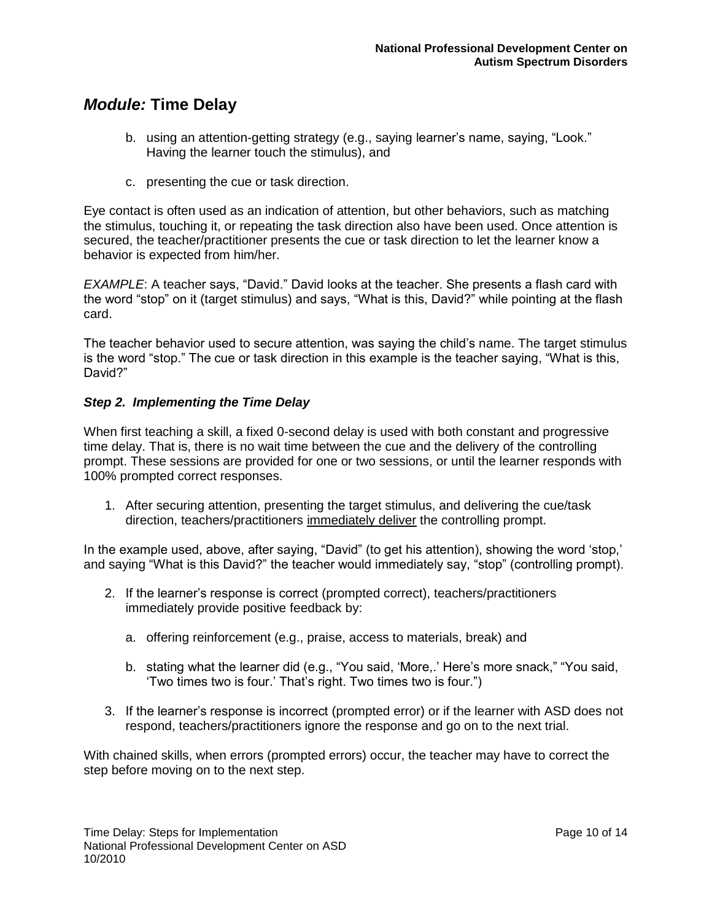## *Module:* Time Delay

b. using an attention-getting strategy (e.g., saying learner's name, saying, "Look." Having the learner touch the stimulus), and

c. presenting the cue or task direction.

Eye contact is often used as an indication of attention, but other behaviors, such as matching the stimulus, touching it, or repeating the task direction also have been used. Once attention is secured, the teacher/practitioner presents the cue or task direction to let the learner know a behavior is expected from him/her.

*EXAMPLE*: A teacher says, "David." David looks at the teacher. She presents a flash card with the word "stop" on it (target stimulus) and says, "What is this, David?" while pointing at the flash card.

The teacher behavior used to secure attention, was saying the child's name. The target stimulus is the word "stop." The cue or task direction in this example is the teacher saying, "What is this, David?"

### *Step 2. Implementing the Time Delay*

When first teaching a skill, a fixed 0-second delay is used with both constant and progressive time delay. That is, there is no wait time between the cue and the delivery of the controlling prompt. These sessions are provided for one or two sessions, or until the learner responds with 100% prompted correct responses.

1. After securing attention, presenting the target stimulus, and delivering the cue/task direction, teachers/practitioners <u>immediately deliver</u> the controlling prompt.

In the example used, above, after saying, "David" (to get his attention), showing the word 'stop,' and saying "What is this David?" the teacher would immediately say, "stop" (controlling prompt).

2. If the learner's response is correct (prompted correct), teachers/practitioners immediately provide positive feedback by:

   a. offering reinforcement (e.g., praise, access to materials, break) and

   b. stating what the learner did (e.g., "You said, 'More,.' Here's more snack," "You said, 'Two times two is four.' That's right. Two times two is four.")

3. If the learner's response is incorrect (prompted error) or if the learner with ASD does not respond, teachers/practitioners ignore the response and go on to the next trial.

With chained skills, when errors (prompted errors) occur, the teacher may have to correct the step before moving on to the next step.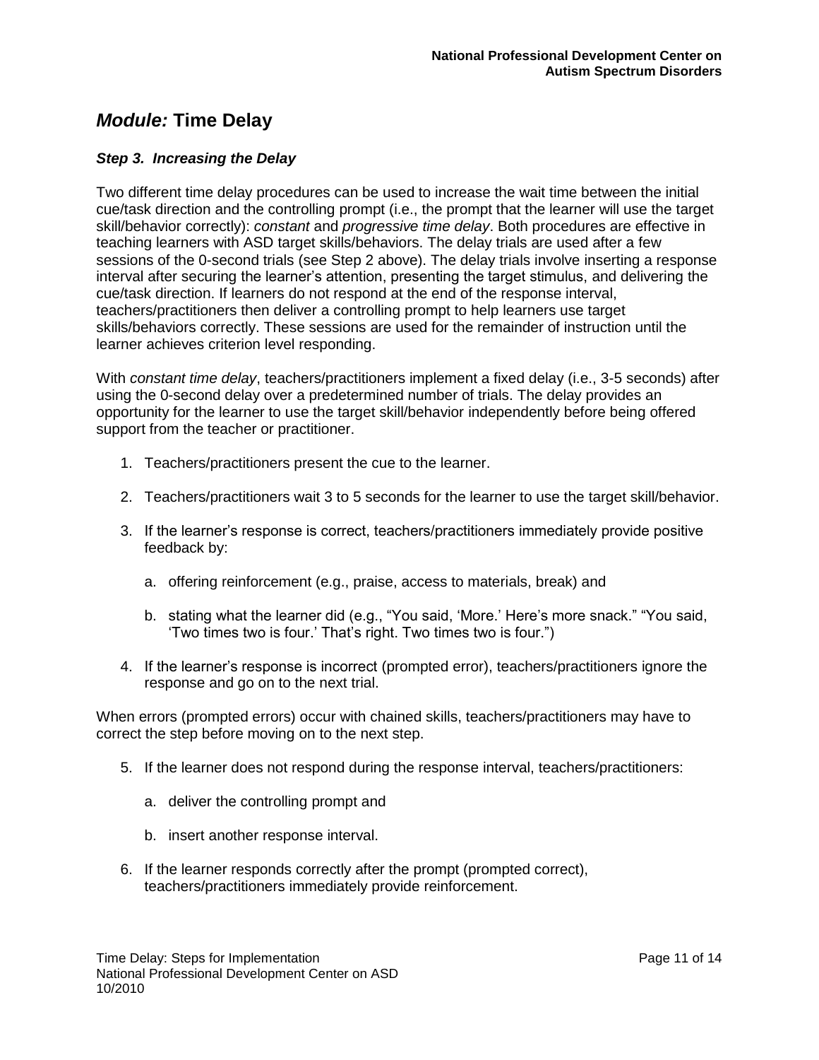## *Module:* Time Delay

### *Step 3. Increasing the Delay*

Two different time delay procedures can be used to increase the wait time between the initial cue/task direction and the controlling prompt (i.e., the prompt that the learner will use the target skill/behavior correctly): *constant* and *progressive time delay*. Both procedures are effective in teaching learners with ASD target skills/behaviors. The delay trials are used after a few sessions of the 0-second trials (see Step 2 above). The delay trials involve inserting a response interval after securing the learner's attention, presenting the target stimulus, and delivering the cue/task direction. If learners do not respond at the end of the response interval, teachers/practitioners then deliver a controlling prompt to help learners use target skills/behaviors correctly. These sessions are used for the remainder of instruction until the learner achieves criterion level responding.

With *constant time delay*, teachers/practitioners implement a fixed delay (i.e., 3-5 seconds) after using the 0-second delay over a predetermined number of trials. The delay provides an opportunity for the learner to use the target skill/behavior independently before being offered support from the teacher or practitioner.

1. Teachers/practitioners present the cue to the learner.

2. Teachers/practitioners wait 3 to 5 seconds for the learner to use the target skill/behavior.

3. If the learner's response is correct, teachers/practitioners immediately provide positive feedback by:

   a. offering reinforcement (e.g., praise, access to materials, break) and

   b. stating what the learner did (e.g., "You said, 'More.' Here's more snack." "You said, 'Two times two is four.' That's right. Two times two is four.")

4. If the learner's response is incorrect (prompted error), teachers/practitioners ignore the response and go on to the next trial.

When errors (prompted errors) occur with chained skills, teachers/practitioners may have to correct the step before moving on to the next step.

5. If the learner does not respond during the response interval, teachers/practitioners:

   a. deliver the controlling prompt and

   b. insert another response interval.

6. If the learner responds correctly after the prompt (prompted correct), teachers/practitioners immediately provide reinforcement.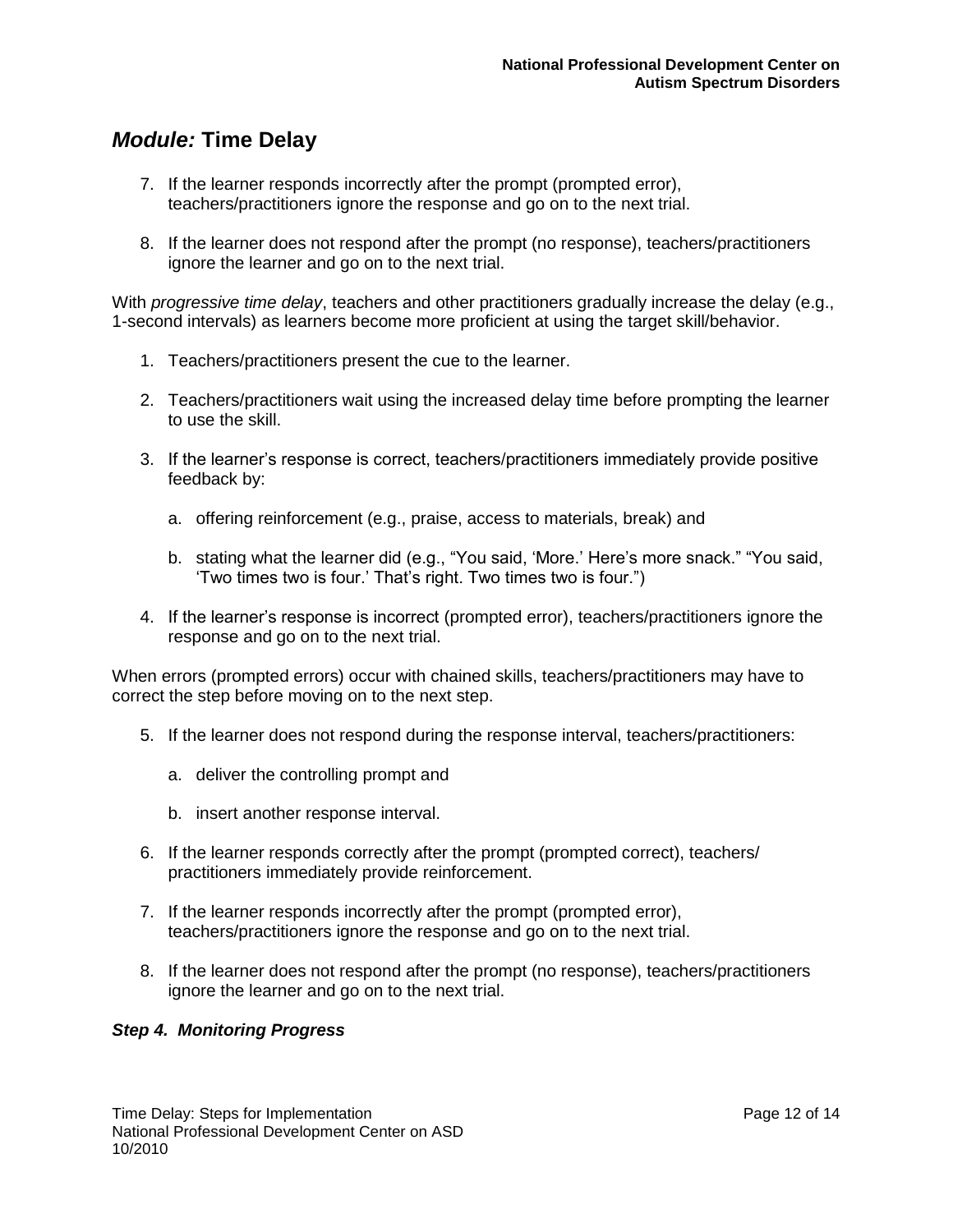## *Module:* Time Delay

7. If the learner responds incorrectly after the prompt (prompted error), teachers/practitioners ignore the response and go on to the next trial.

8. If the learner does not respond after the prompt (no response), teachers/practitioners ignore the learner and go on to the next trial.

With *progressive time delay*, teachers and other practitioners gradually increase the delay (e.g., 1-second intervals) as learners become more proficient at using the target skill/behavior.

1. Teachers/practitioners present the cue to the learner.

2. Teachers/practitioners wait using the increased delay time before prompting the learner to use the skill.

3. If the learner's response is correct, teachers/practitioners immediately provide positive feedback by:

   a. offering reinforcement (e.g., praise, access to materials, break) and

   b. stating what the learner did (e.g., "You said, 'More.' Here's more snack." "You said, 'Two times two is four.' That's right. Two times two is four.")

4. If the learner's response is incorrect (prompted error), teachers/practitioners ignore the response and go on to the next trial.

When errors (prompted errors) occur with chained skills, teachers/practitioners may have to correct the step before moving on to the next step.

5. If the learner does not respond during the response interval, teachers/practitioners:

   a. deliver the controlling prompt and

   b. insert another response interval.

6. If the learner responds correctly after the prompt (prompted correct), teachers/ practitioners immediately provide reinforcement.

7. If the learner responds incorrectly after the prompt (prompted error), teachers/practitioners ignore the response and go on to the next trial.

8. If the learner does not respond after the prompt (no response), teachers/practitioners ignore the learner and go on to the next trial.

### *Step 4. Monitoring Progress*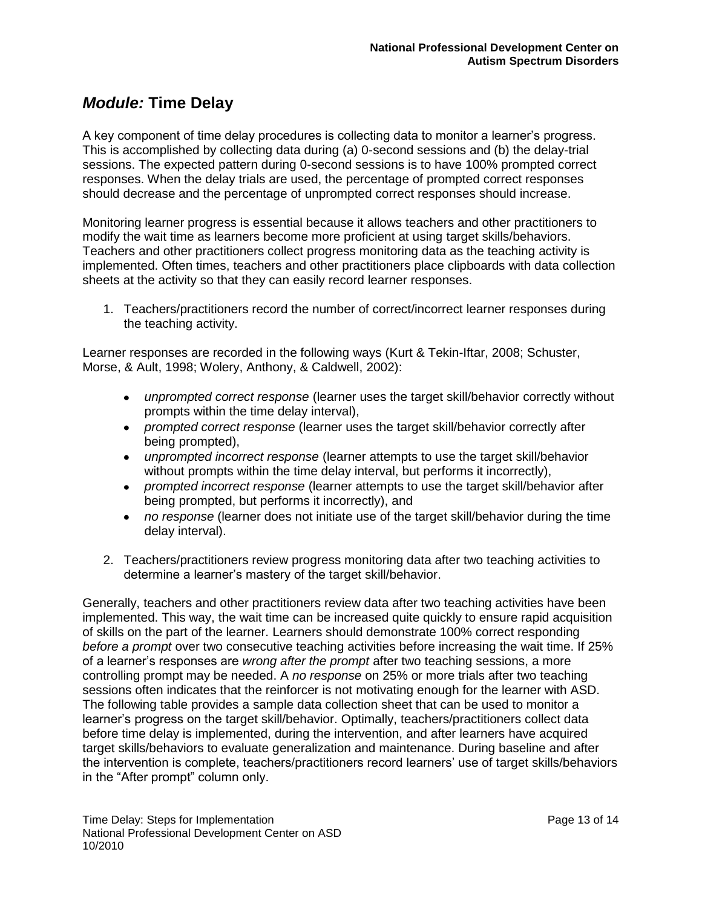## *Module:* Time Delay

A key component of time delay procedures is collecting data to monitor a learner's progress. This is accomplished by collecting data during (a) 0-second sessions and (b) the delay-trial sessions. The expected pattern during 0-second sessions is to have 100% prompted correct responses. When the delay trials are used, the percentage of prompted correct responses should decrease and the percentage of unprompted correct responses should increase.

Monitoring learner progress is essential because it allows teachers and other practitioners to modify the wait time as learners become more proficient at using target skills/behaviors. Teachers and other practitioners collect progress monitoring data as the teaching activity is implemented. Often times, teachers and other practitioners place clipboards with data collection sheets at the activity so that they can easily record learner responses.

1. Teachers/practitioners record the number of correct/incorrect learner responses during the teaching activity.

Learner responses are recorded in the following ways (Kurt & Tekin-Iftar, 2008; Schuster, Morse, & Ault, 1998; Wolery, Anthony, & Caldwell, 2002):

- *unprompted correct response* (learner uses the target skill/behavior correctly without prompts within the time delay interval),
- *prompted correct response* (learner uses the target skill/behavior correctly after being prompted),
- *unprompted incorrect response* (learner attempts to use the target skill/behavior without prompts within the time delay interval, but performs it incorrectly),
- *prompted incorrect response* (learner attempts to use the target skill/behavior after being prompted, but performs it incorrectly), and
- *no response* (learner does not initiate use of the target skill/behavior during the time delay interval).

2. Teachers/practitioners review progress monitoring data after two teaching activities to determine a learner's mastery of the target skill/behavior.

Generally, teachers and other practitioners review data after two teaching activities have been implemented. This way, the wait time can be increased quite quickly to ensure rapid acquisition of skills on the part of the learner. Learners should demonstrate 100% correct responding *before a prompt* over two consecutive teaching activities before increasing the wait time. If 25% of a learner's responses are *wrong after the prompt* after two teaching sessions, a more controlling prompt may be needed. A *no response* on 25% or more trials after two teaching sessions often indicates that the reinforcer is not motivating enough for the learner with ASD. The following table provides a sample data collection sheet that can be used to monitor a learner's progress on the target skill/behavior. Optimally, teachers/practitioners collect data before time delay is implemented, during the intervention, and after learners have acquired target skills/behaviors to evaluate generalization and maintenance. During baseline and after the intervention is complete, teachers/practitioners record learners' use of target skills/behaviors in the "After prompt" column only.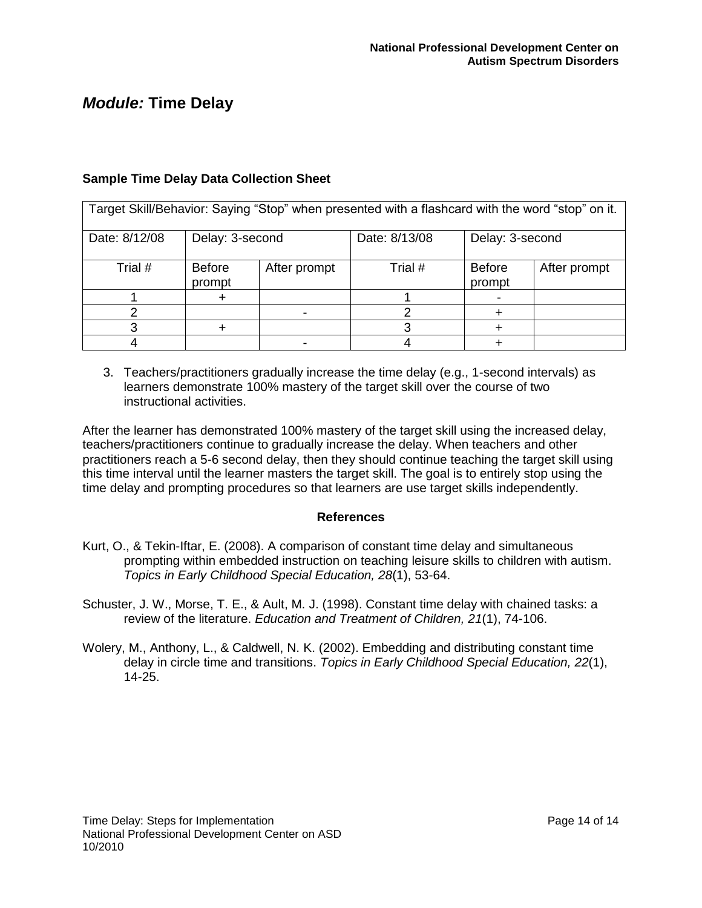# *Module:* Time Delay

### Sample Time Delay Data Collection Sheet

| Target Skill/Behavior: Saying “Stop” when presented with a flashcard with the word “stop” on it. | | | | | |
|---|---|---|---|---|---|
| Date: 8/12/08 | Delay: 3-second | | Date: 8/13/08 | Delay: 3-second | |
| Trial # | Before prompt | After prompt | Trial # | Before prompt | After prompt |
| 1 | + | | 1 | - | |
| 2 | | - | 2 | + | |
| 3 | + | | 3 | + | |
| 4 | | - | 4 | + | |

3. Teachers/practitioners gradually increase the time delay (e.g., 1-second intervals) as learners demonstrate 100% mastery of the target skill over the course of two instructional activities.

After the learner has demonstrated 100% mastery of the target skill using the increased delay, teachers/practitioners continue to gradually increase the delay. When teachers and other practitioners reach a 5-6 second delay, then they should continue teaching the target skill using this time interval until the learner masters the target skill. The goal is to entirely stop using the time delay and prompting procedures so that learners are use target skills independently.

### References

Kurt, O., & Tekin-Iftar, E. (2008). A comparison of constant time delay and simultaneous prompting within embedded instruction on teaching leisure skills to children with autism. *Topics in Early Childhood Special Education, 28*(1), 53-64.

Schuster, J. W., Morse, T. E., & Ault, M. J. (1998). Constant time delay with chained tasks: a review of the literature. *Education and Treatment of Children, 21*(1), 74-106.

Wolery, M., Anthony, L., & Caldwell, N. K. (2002). Embedding and distributing constant time delay in circle time and transitions. *Topics in Early Childhood Special Education, 22*(1), 14-25.